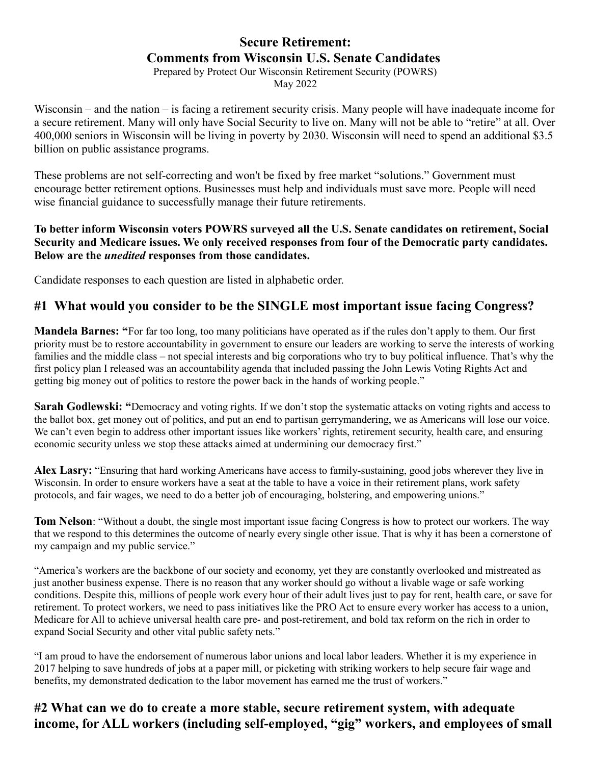# Secure Retirement: Comments from Wisconsin U.S. Senate Candidates

Prepared by Protect Our Wisconsin Retirement Security (POWRS)
May 2022

Wisconsin – and the nation – is facing a retirement security crisis. Many people will have inadequate income for a secure retirement. Many will only have Social Security to live on. Many will not be able to "retire" at all. Over 400,000 seniors in Wisconsin will be living in poverty by 2030. Wisconsin will need to spend an additional $3.5 billion on public assistance programs.

These problems are not self-correcting and won't be fixed by free market "solutions." Government must encourage better retirement options. Businesses must help and individuals must save more. People will need wise financial guidance to successfully manage their future retirements.

**To better inform Wisconsin voters POWRS surveyed all the U.S. Senate candidates on retirement, Social Security and Medicare issues. We only received responses from four of the Democratic party candidates. Below are the *unedited* responses from those candidates.**

Candidate responses to each question are listed in alphabetic order.

## #1 What would you consider to be the SINGLE most important issue facing Congress?

**Mandela Barnes: "**For far too long, too many politicians have operated as if the rules don't apply to them. Our first priority must be to restore accountability in government to ensure our leaders are working to serve the interests of working families and the middle class – not special interests and big corporations who try to buy political influence. That's why the first policy plan I released was an accountability agenda that included passing the John Lewis Voting Rights Act and getting big money out of politics to restore the power back in the hands of working people."

**Sarah Godlewski: "**Democracy and voting rights. If we don't stop the systematic attacks on voting rights and access to the ballot box, get money out of politics, and put an end to partisan gerrymandering, we as Americans will lose our voice. We can't even begin to address other important issues like workers' rights, retirement security, health care, and ensuring economic security unless we stop these attacks aimed at undermining our democracy first."

**Alex Lasry:** "Ensuring that hard working Americans have access to family-sustaining, good jobs wherever they live in Wisconsin. In order to ensure workers have a seat at the table to have a voice in their retirement plans, work safety protocols, and fair wages, we need to do a better job of encouraging, bolstering, and empowering unions."

**Tom Nelson**: "Without a doubt, the single most important issue facing Congress is how to protect our workers. The way that we respond to this determines the outcome of nearly every single other issue. That is why it has been a cornerstone of my campaign and my public service."

"America's workers are the backbone of our society and economy, yet they are constantly overlooked and mistreated as just another business expense. There is no reason that any worker should go without a livable wage or safe working conditions. Despite this, millions of people work every hour of their adult lives just to pay for rent, health care, or save for retirement. To protect workers, we need to pass initiatives like the PRO Act to ensure every worker has access to a union, Medicare for All to achieve universal health care pre- and post-retirement, and bold tax reform on the rich in order to expand Social Security and other vital public safety nets."

"I am proud to have the endorsement of numerous labor unions and local labor leaders. Whether it is my experience in 2017 helping to save hundreds of jobs at a paper mill, or picketing with striking workers to help secure fair wage and benefits, my demonstrated dedication to the labor movement has earned me the trust of workers."

## #2 What can we do to create a more stable, secure retirement system, with adequate income, for ALL workers (including self-employed, "gig" workers, and employees of small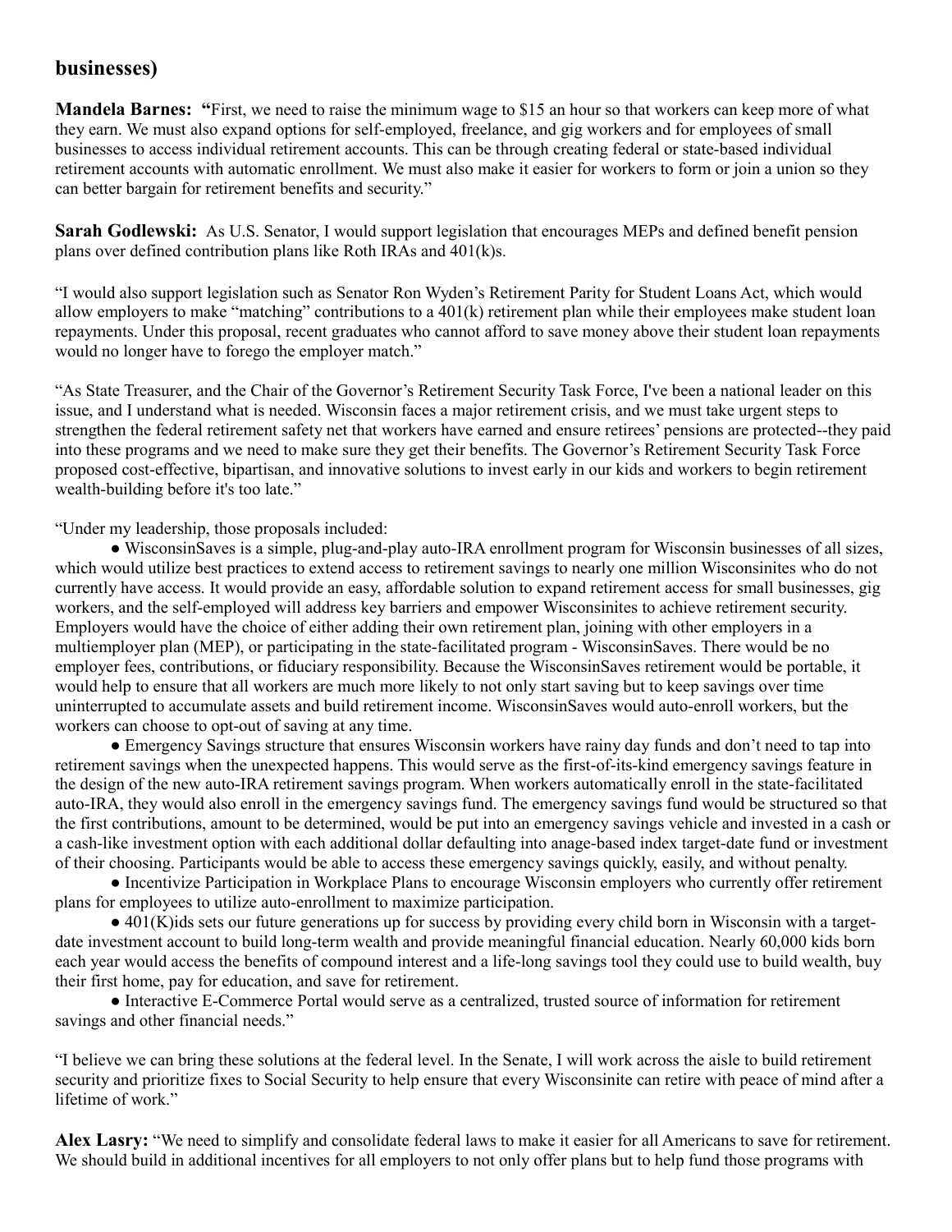**businesses)**

**Mandela Barnes: "**First, we need to raise the minimum wage to $15 an hour so that workers can keep more of what they earn. We must also expand options for self-employed, freelance, and gig workers and for employees of small businesses to access individual retirement accounts. This can be through creating federal or state-based individual retirement accounts with automatic enrollment. We must also make it easier for workers to form or join a union so they can better bargain for retirement benefits and security."

**Sarah Godlewski:** As U.S. Senator, I would support legislation that encourages MEPs and defined benefit pension plans over defined contribution plans like Roth IRAs and 401(k)s.

"I would also support legislation such as Senator Ron Wyden's Retirement Parity for Student Loans Act, which would allow employers to make "matching" contributions to a 401(k) retirement plan while their employees make student loan repayments. Under this proposal, recent graduates who cannot afford to save money above their student loan repayments would no longer have to forego the employer match."

"As State Treasurer, and the Chair of the Governor's Retirement Security Task Force, I've been a national leader on this issue, and I understand what is needed. Wisconsin faces a major retirement crisis, and we must take urgent steps to strengthen the federal retirement safety net that workers have earned and ensure retirees' pensions are protected--they paid into these programs and we need to make sure they get their benefits. The Governor's Retirement Security Task Force proposed cost-effective, bipartisan, and innovative solutions to invest early in our kids and workers to begin retirement wealth-building before it's too late."

"Under my leadership, those proposals included:

- WisconsinSaves is a simple, plug-and-play auto-IRA enrollment program for Wisconsin businesses of all sizes, which would utilize best practices to extend access to retirement savings to nearly one million Wisconsinites who do not currently have access. It would provide an easy, affordable solution to expand retirement access for small businesses, gig workers, and the self-employed will address key barriers and empower Wisconsinites to achieve retirement security. Employers would have the choice of either adding their own retirement plan, joining with other employers in a multiemployer plan (MEP), or participating in the state-facilitated program - WisconsinSaves. There would be no employer fees, contributions, or fiduciary responsibility. Because the WisconsinSaves retirement would be portable, it would help to ensure that all workers are much more likely to not only start saving but to keep savings over time uninterrupted to accumulate assets and build retirement income. WisconsinSaves would auto-enroll workers, but the workers can choose to opt-out of saving at any time.
- Emergency Savings structure that ensures Wisconsin workers have rainy day funds and don't need to tap into retirement savings when the unexpected happens. This would serve as the first-of-its-kind emergency savings feature in the design of the new auto-IRA retirement savings program. When workers automatically enroll in the state-facilitated auto-IRA, they would also enroll in the emergency savings fund. The emergency savings fund would be structured so that the first contributions, amount to be determined, would be put into an emergency savings vehicle and invested in a cash or a cash-like investment option with each additional dollar defaulting into anage-based index target-date fund or investment of their choosing. Participants would be able to access these emergency savings quickly, easily, and without penalty.
- Incentivize Participation in Workplace Plans to encourage Wisconsin employers who currently offer retirement plans for employees to utilize auto-enrollment to maximize participation.
- 401(K)ids sets our future generations up for success by providing every child born in Wisconsin with a target-date investment account to build long-term wealth and provide meaningful financial education. Nearly 60,000 kids born each year would access the benefits of compound interest and a life-long savings tool they could use to build wealth, buy their first home, pay for education, and save for retirement.
- Interactive E-Commerce Portal would serve as a centralized, trusted source of information for retirement savings and other financial needs."

"I believe we can bring these solutions at the federal level. In the Senate, I will work across the aisle to build retirement security and prioritize fixes to Social Security to help ensure that every Wisconsinite can retire with peace of mind after a lifetime of work."

**Alex Lasry:** "We need to simplify and consolidate federal laws to make it easier for all Americans to save for retirement. We should build in additional incentives for all employers to not only offer plans but to help fund those programs with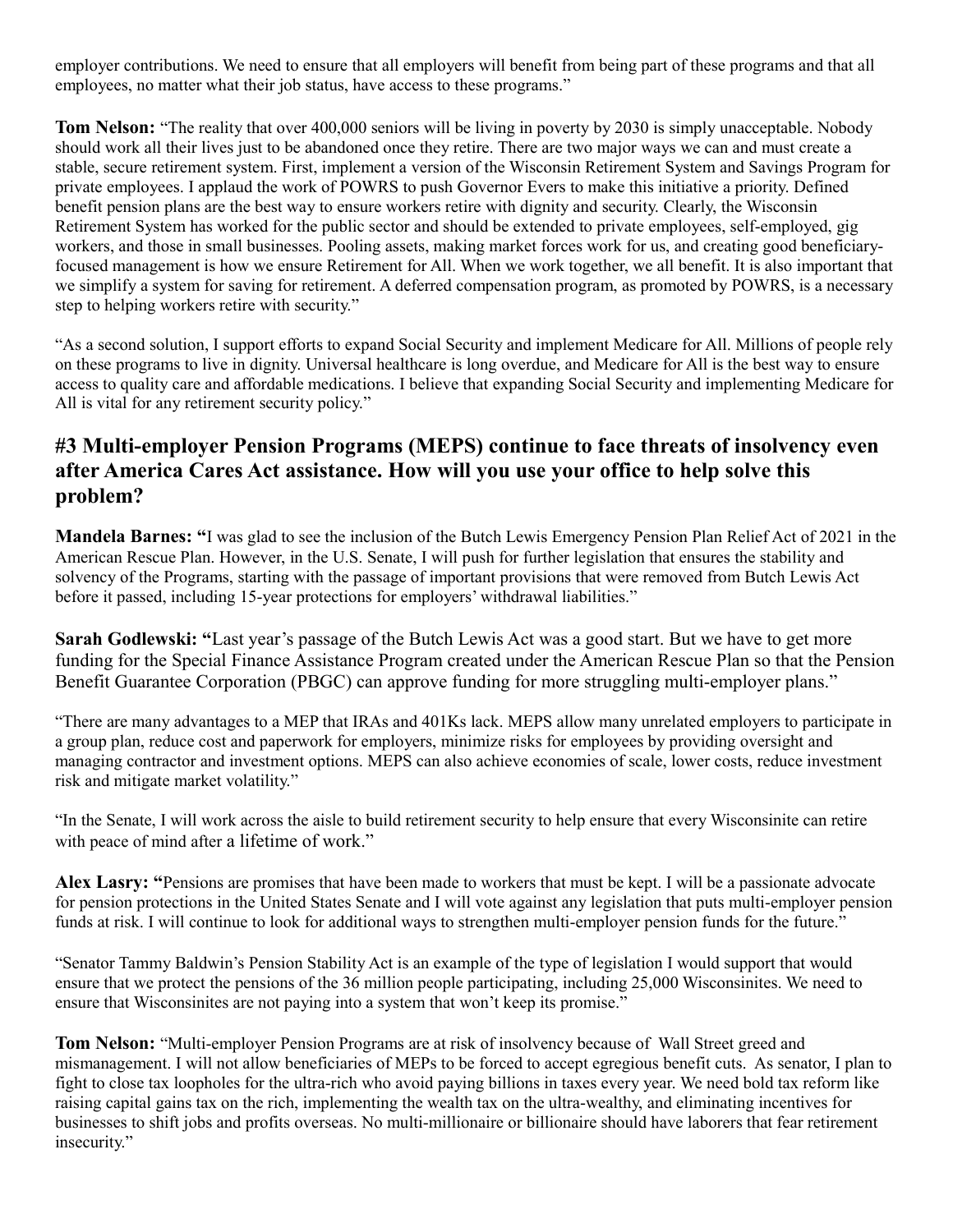employer contributions. We need to ensure that all employers will benefit from being part of these programs and that all employees, no matter what their job status, have access to these programs."

**Tom Nelson:** "The reality that over 400,000 seniors will be living in poverty by 2030 is simply unacceptable. Nobody should work all their lives just to be abandoned once they retire. There are two major ways we can and must create a stable, secure retirement system. First, implement a version of the Wisconsin Retirement System and Savings Program for private employees. I applaud the work of POWRS to push Governor Evers to make this initiative a priority. Defined benefit pension plans are the best way to ensure workers retire with dignity and security. Clearly, the Wisconsin Retirement System has worked for the public sector and should be extended to private employees, self-employed, gig workers, and those in small businesses. Pooling assets, making market forces work for us, and creating good beneficiary-focused management is how we ensure Retirement for All. When we work together, we all benefit. It is also important that we simplify a system for saving for retirement. A deferred compensation program, as promoted by POWRS, is a necessary step to helping workers retire with security."

"As a second solution, I support efforts to expand Social Security and implement Medicare for All. Millions of people rely on these programs to live in dignity. Universal healthcare is long overdue, and Medicare for All is the best way to ensure access to quality care and affordable medications. I believe that expanding Social Security and implementing Medicare for All is vital for any retirement security policy."

## #3 Multi-employer Pension Programs (MEPS) continue to face threats of insolvency even after America Cares Act assistance. How will you use your office to help solve this problem?

**Mandela Barnes:** "I was glad to see the inclusion of the Butch Lewis Emergency Pension Plan Relief Act of 2021 in the American Rescue Plan. However, in the U.S. Senate, I will push for further legislation that ensures the stability and solvency of the Programs, starting with the passage of important provisions that were removed from Butch Lewis Act before it passed, including 15-year protections for employers' withdrawal liabilities."

**Sarah Godlewski:** "Last year's passage of the Butch Lewis Act was a good start. But we have to get more funding for the Special Finance Assistance Program created under the American Rescue Plan so that the Pension Benefit Guarantee Corporation (PBGC) can approve funding for more struggling multi-employer plans."

"There are many advantages to a MEP that IRAs and 401Ks lack. MEPS allow many unrelated employers to participate in a group plan, reduce cost and paperwork for employers, minimize risks for employees by providing oversight and managing contractor and investment options. MEPS can also achieve economies of scale, lower costs, reduce investment risk and mitigate market volatility."

"In the Senate, I will work across the aisle to build retirement security to help ensure that every Wisconsinite can retire with peace of mind after a lifetime of work."

**Alex Lasry:** "Pensions are promises that have been made to workers that must be kept. I will be a passionate advocate for pension protections in the United States Senate and I will vote against any legislation that puts multi-employer pension funds at risk. I will continue to look for additional ways to strengthen multi-employer pension funds for the future."

"Senator Tammy Baldwin's Pension Stability Act is an example of the type of legislation I would support that would ensure that we protect the pensions of the 36 million people participating, including 25,000 Wisconsinites. We need to ensure that Wisconsinites are not paying into a system that won't keep its promise."

**Tom Nelson:** "Multi-employer Pension Programs are at risk of insolvency because of Wall Street greed and mismanagement. I will not allow beneficiaries of MEPs to be forced to accept egregious benefit cuts. As senator, I plan to fight to close tax loopholes for the ultra-rich who avoid paying billions in taxes every year. We need bold tax reform like raising capital gains tax on the rich, implementing the wealth tax on the ultra-wealthy, and eliminating incentives for businesses to shift jobs and profits overseas. No multi-millionaire or billionaire should have laborers that fear retirement insecurity."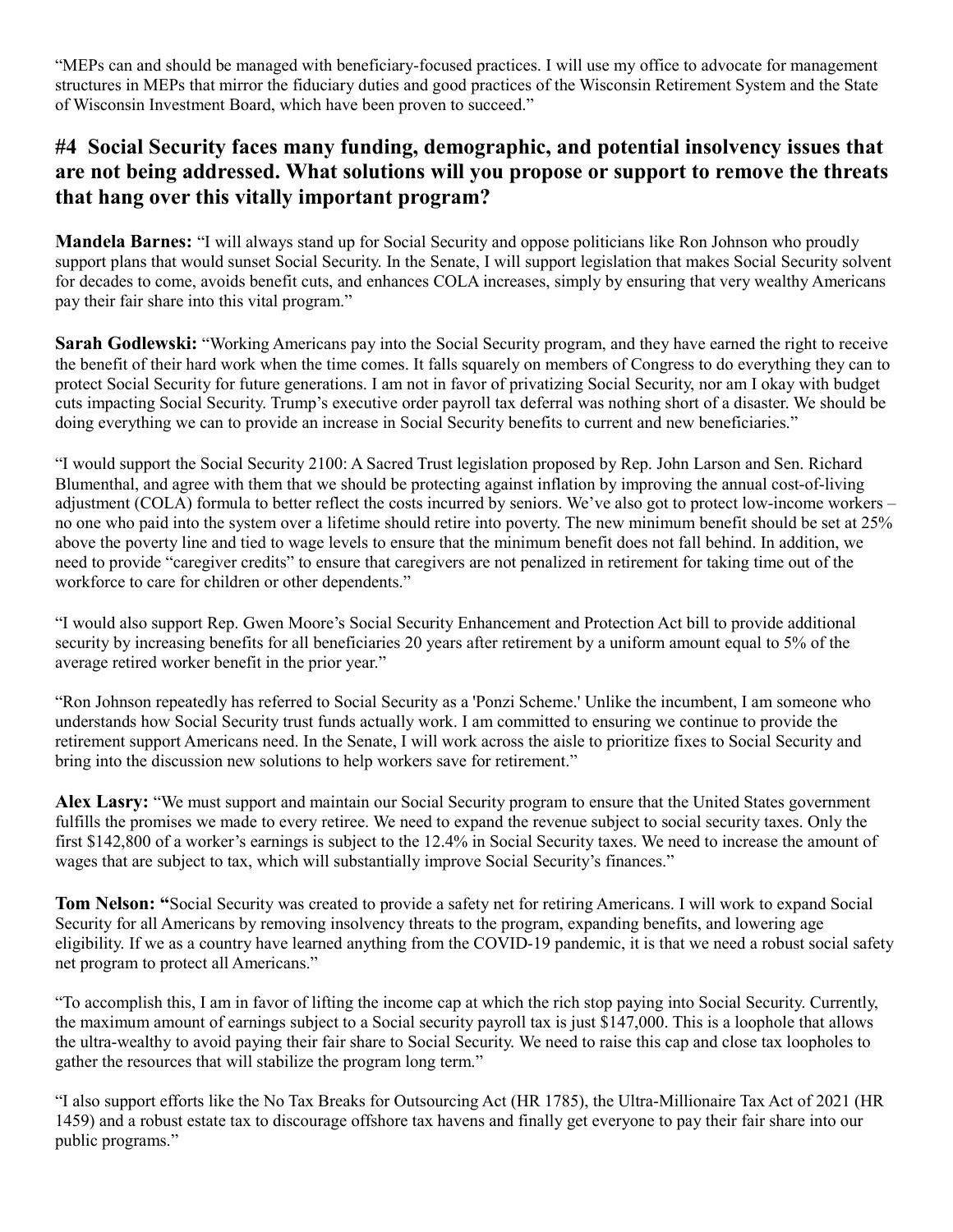"MEPs can and should be managed with beneficiary-focused practices. I will use my office to advocate for management structures in MEPs that mirror the fiduciary duties and good practices of the Wisconsin Retirement System and the State of Wisconsin Investment Board, which have been proven to succeed."

## #4 Social Security faces many funding, demographic, and potential insolvency issues that are not being addressed. What solutions will you propose or support to remove the threats that hang over this vitally important program?

**Mandela Barnes:** "I will always stand up for Social Security and oppose politicians like Ron Johnson who proudly support plans that would sunset Social Security. In the Senate, I will support legislation that makes Social Security solvent for decades to come, avoids benefit cuts, and enhances COLA increases, simply by ensuring that very wealthy Americans pay their fair share into this vital program."

**Sarah Godlewski:** "Working Americans pay into the Social Security program, and they have earned the right to receive the benefit of their hard work when the time comes. It falls squarely on members of Congress to do everything they can to protect Social Security for future generations. I am not in favor of privatizing Social Security, nor am I okay with budget cuts impacting Social Security. Trump's executive order payroll tax deferral was nothing short of a disaster. We should be doing everything we can to provide an increase in Social Security benefits to current and new beneficiaries."

"I would support the Social Security 2100: A Sacred Trust legislation proposed by Rep. John Larson and Sen. Richard Blumenthal, and agree with them that we should be protecting against inflation by improving the annual cost-of-living adjustment (COLA) formula to better reflect the costs incurred by seniors. We've also got to protect low-income workers – no one who paid into the system over a lifetime should retire into poverty. The new minimum benefit should be set at 25% above the poverty line and tied to wage levels to ensure that the minimum benefit does not fall behind. In addition, we need to provide "caregiver credits" to ensure that caregivers are not penalized in retirement for taking time out of the workforce to care for children or other dependents."

"I would also support Rep. Gwen Moore's Social Security Enhancement and Protection Act bill to provide additional security by increasing benefits for all beneficiaries 20 years after retirement by a uniform amount equal to 5% of the average retired worker benefit in the prior year."

"Ron Johnson repeatedly has referred to Social Security as a 'Ponzi Scheme.' Unlike the incumbent, I am someone who understands how Social Security trust funds actually work. I am committed to ensuring we continue to provide the retirement support Americans need. In the Senate, I will work across the aisle to prioritize fixes to Social Security and bring into the discussion new solutions to help workers save for retirement."

**Alex Lasry:** "We must support and maintain our Social Security program to ensure that the United States government fulfills the promises we made to every retiree. We need to expand the revenue subject to social security taxes. Only the first $142,800 of a worker's earnings is subject to the 12.4% in Social Security taxes. We need to increase the amount of wages that are subject to tax, which will substantially improve Social Security's finances."

**Tom Nelson: "**Social Security was created to provide a safety net for retiring Americans. I will work to expand Social Security for all Americans by removing insolvency threats to the program, expanding benefits, and lowering age eligibility. If we as a country have learned anything from the COVID-19 pandemic, it is that we need a robust social safety net program to protect all Americans."

"To accomplish this, I am in favor of lifting the income cap at which the rich stop paying into Social Security. Currently, the maximum amount of earnings subject to a Social security payroll tax is just $147,000. This is a loophole that allows the ultra-wealthy to avoid paying their fair share to Social Security. We need to raise this cap and close tax loopholes to gather the resources that will stabilize the program long term."

"I also support efforts like the No Tax Breaks for Outsourcing Act (HR 1785), the Ultra-Millionaire Tax Act of 2021 (HR 1459) and a robust estate tax to discourage offshore tax havens and finally get everyone to pay their fair share into our public programs."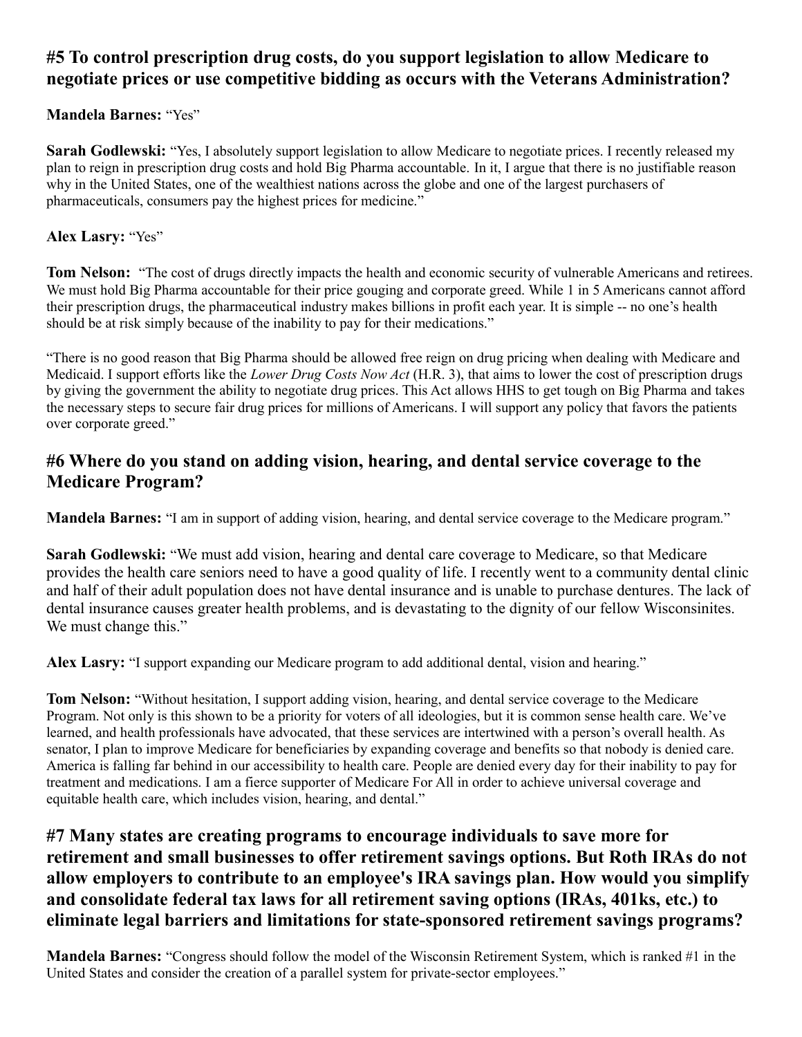## #5 To control prescription drug costs, do you support legislation to allow Medicare to negotiate prices or use competitive bidding as occurs with the Veterans Administration?

**Mandela Barnes:** "Yes"

**Sarah Godlewski:** "Yes, I absolutely support legislation to allow Medicare to negotiate prices. I recently released my plan to reign in prescription drug costs and hold Big Pharma accountable. In it, I argue that there is no justifiable reason why in the United States, one of the wealthiest nations across the globe and one of the largest purchasers of pharmaceuticals, consumers pay the highest prices for medicine."

**Alex Lasry:** "Yes"

**Tom Nelson:** "The cost of drugs directly impacts the health and economic security of vulnerable Americans and retirees. We must hold Big Pharma accountable for their price gouging and corporate greed. While 1 in 5 Americans cannot afford their prescription drugs, the pharmaceutical industry makes billions in profit each year. It is simple -- no one's health should be at risk simply because of the inability to pay for their medications."

"There is no good reason that Big Pharma should be allowed free reign on drug pricing when dealing with Medicare and Medicaid. I support efforts like the *Lower Drug Costs Now Act* (H.R. 3), that aims to lower the cost of prescription drugs by giving the government the ability to negotiate drug prices. This Act allows HHS to get tough on Big Pharma and takes the necessary steps to secure fair drug prices for millions of Americans. I will support any policy that favors the patients over corporate greed."

## #6 Where do you stand on adding vision, hearing, and dental service coverage to the Medicare Program?

**Mandela Barnes:** "I am in support of adding vision, hearing, and dental service coverage to the Medicare program."

**Sarah Godlewski:** "We must add vision, hearing and dental care coverage to Medicare, so that Medicare provides the health care seniors need to have a good quality of life. I recently went to a community dental clinic and half of their adult population does not have dental insurance and is unable to purchase dentures. The lack of dental insurance causes greater health problems, and is devastating to the dignity of our fellow Wisconsinites. We must change this."

**Alex Lasry:** "I support expanding our Medicare program to add additional dental, vision and hearing."

**Tom Nelson:** "Without hesitation, I support adding vision, hearing, and dental service coverage to the Medicare Program. Not only is this shown to be a priority for voters of all ideologies, but it is common sense health care. We've learned, and health professionals have advocated, that these services are intertwined with a person's overall health. As senator, I plan to improve Medicare for beneficiaries by expanding coverage and benefits so that nobody is denied care. America is falling far behind in our accessibility to health care. People are denied every day for their inability to pay for treatment and medications. I am a fierce supporter of Medicare For All in order to achieve universal coverage and equitable health care, which includes vision, hearing, and dental."

## #7 Many states are creating programs to encourage individuals to save more for retirement and small businesses to offer retirement savings options. But Roth IRAs do not allow employers to contribute to an employee's IRA savings plan. How would you simplify and consolidate federal tax laws for all retirement saving options (IRAs, 401ks, etc.) to eliminate legal barriers and limitations for state-sponsored retirement savings programs?

**Mandela Barnes:** "Congress should follow the model of the Wisconsin Retirement System, which is ranked #1 in the United States and consider the creation of a parallel system for private-sector employees."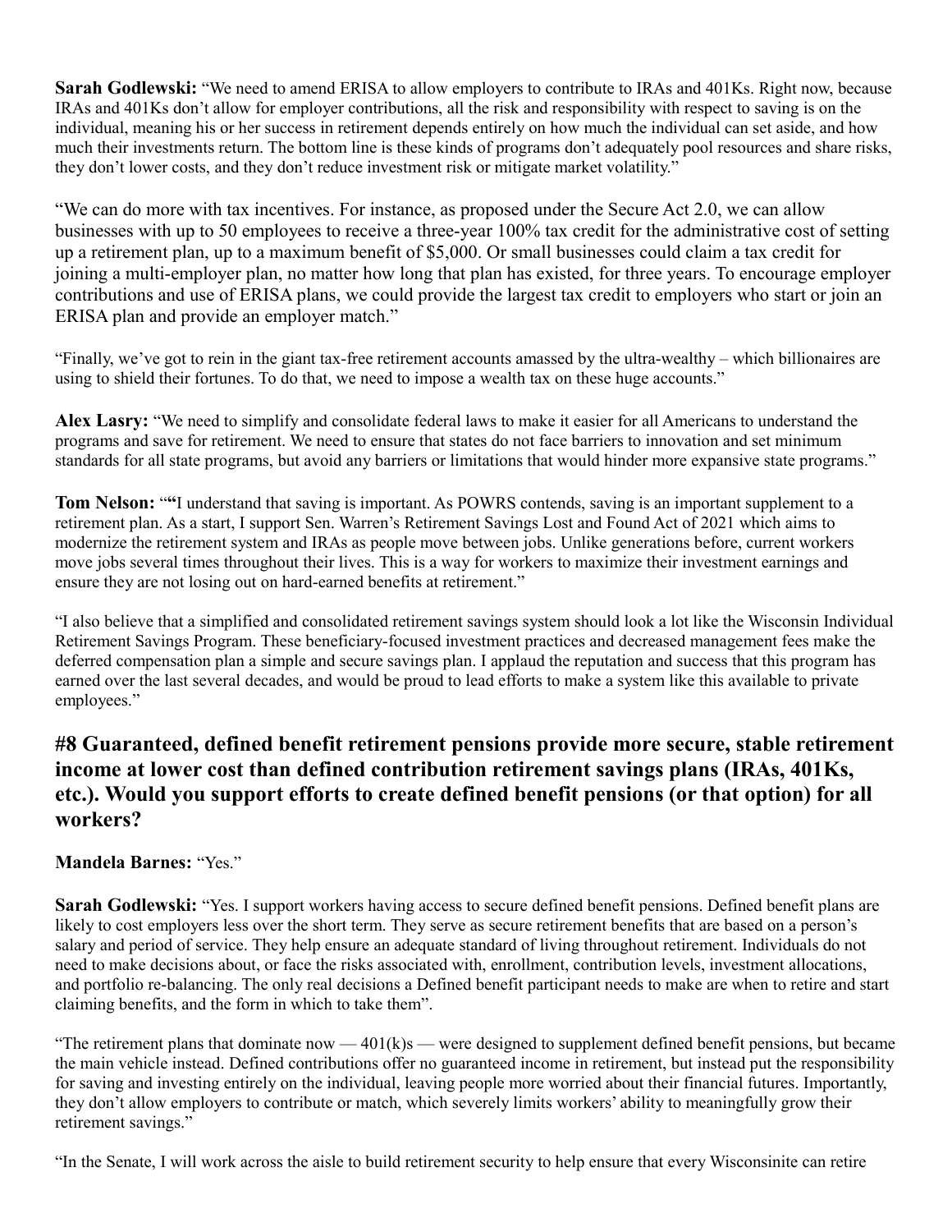**Sarah Godlewski:** "We need to amend ERISA to allow employers to contribute to IRAs and 401Ks. Right now, because IRAs and 401Ks don't allow for employer contributions, all the risk and responsibility with respect to saving is on the individual, meaning his or her success in retirement depends entirely on how much the individual can set aside, and how much their investments return. The bottom line is these kinds of programs don't adequately pool resources and share risks, they don't lower costs, and they don't reduce investment risk or mitigate market volatility."

"We can do more with tax incentives. For instance, as proposed under the Secure Act 2.0, we can allow businesses with up to 50 employees to receive a three-year 100% tax credit for the administrative cost of setting up a retirement plan, up to a maximum benefit of $5,000. Or small businesses could claim a tax credit for joining a multi-employer plan, no matter how long that plan has existed, for three years. To encourage employer contributions and use of ERISA plans, we could provide the largest tax credit to employers who start or join an ERISA plan and provide an employer match."

"Finally, we've got to rein in the giant tax-free retirement accounts amassed by the ultra-wealthy – which billionaires are using to shield their fortunes. To do that, we need to impose a wealth tax on these huge accounts."

**Alex Lasry:** "We need to simplify and consolidate federal laws to make it easier for all Americans to understand the programs and save for retirement. We need to ensure that states do not face barriers to innovation and set minimum standards for all state programs, but avoid any barriers or limitations that would hinder more expansive state programs."

**Tom Nelson:** "**"**I understand that saving is important. As POWRS contends, saving is an important supplement to a retirement plan. As a start, I support Sen. Warren's Retirement Savings Lost and Found Act of 2021 which aims to modernize the retirement system and IRAs as people move between jobs. Unlike generations before, current workers move jobs several times throughout their lives. This is a way for workers to maximize their investment earnings and ensure they are not losing out on hard-earned benefits at retirement."

"I also believe that a simplified and consolidated retirement savings system should look a lot like the Wisconsin Individual Retirement Savings Program. These beneficiary-focused investment practices and decreased management fees make the deferred compensation plan a simple and secure savings plan. I applaud the reputation and success that this program has earned over the last several decades, and would be proud to lead efforts to make a system like this available to private employees."

## #8 Guaranteed, defined benefit retirement pensions provide more secure, stable retirement income at lower cost than defined contribution retirement savings plans (IRAs, 401Ks, etc.). Would you support efforts to create defined benefit pensions (or that option) for all workers?

**Mandela Barnes:** "Yes."

**Sarah Godlewski:** "Yes. I support workers having access to secure defined benefit pensions. Defined benefit plans are likely to cost employers less over the short term. They serve as secure retirement benefits that are based on a person's salary and period of service. They help ensure an adequate standard of living throughout retirement. Individuals do not need to make decisions about, or face the risks associated with, enrollment, contribution levels, investment allocations, and portfolio re-balancing. The only real decisions a Defined benefit participant needs to make are when to retire and start claiming benefits, and the form in which to take them".

"The retirement plans that dominate now — 401(k)s — were designed to supplement defined benefit pensions, but became the main vehicle instead. Defined contributions offer no guaranteed income in retirement, but instead put the responsibility for saving and investing entirely on the individual, leaving people more worried about their financial futures. Importantly, they don't allow employers to contribute or match, which severely limits workers' ability to meaningfully grow their retirement savings."

"In the Senate, I will work across the aisle to build retirement security to help ensure that every Wisconsinite can retire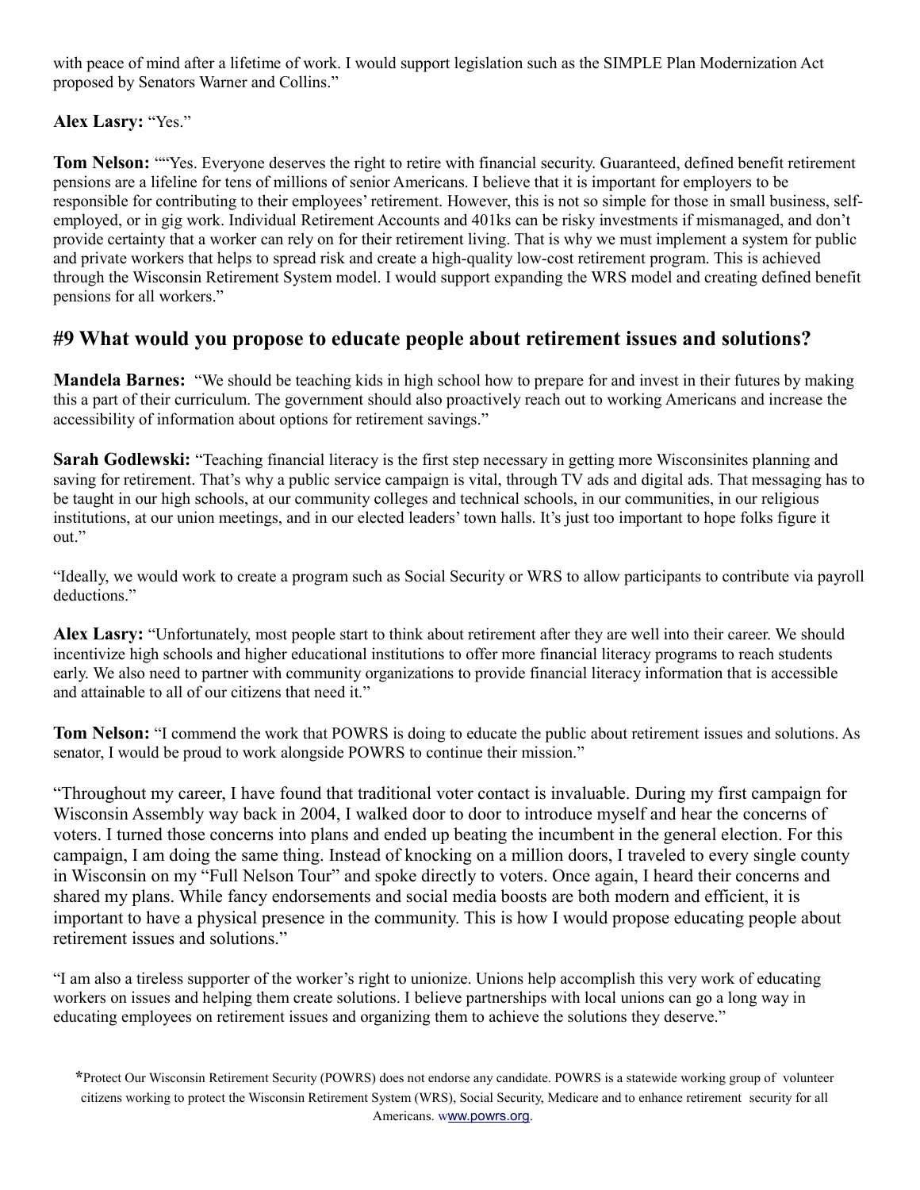with peace of mind after a lifetime of work. I would support legislation such as the SIMPLE Plan Modernization Act proposed by Senators Warner and Collins."

**Alex Lasry:** "Yes."

**Tom Nelson:** ""Yes. Everyone deserves the right to retire with financial security. Guaranteed, defined benefit retirement pensions are a lifeline for tens of millions of senior Americans. I believe that it is important for employers to be responsible for contributing to their employees' retirement. However, this is not so simple for those in small business, self-employed, or in gig work. Individual Retirement Accounts and 401ks can be risky investments if mismanaged, and don't provide certainty that a worker can rely on for their retirement living. That is why we must implement a system for public and private workers that helps to spread risk and create a high-quality low-cost retirement program. This is achieved through the Wisconsin Retirement System model. I would support expanding the WRS model and creating defined benefit pensions for all workers."

## #9 What would you propose to educate people about retirement issues and solutions?

**Mandela Barnes:** "We should be teaching kids in high school how to prepare for and invest in their futures by making this a part of their curriculum. The government should also proactively reach out to working Americans and increase the accessibility of information about options for retirement savings."

**Sarah Godlewski:** "Teaching financial literacy is the first step necessary in getting more Wisconsinites planning and saving for retirement. That's why a public service campaign is vital, through TV ads and digital ads. That messaging has to be taught in our high schools, at our community colleges and technical schools, in our communities, in our religious institutions, at our union meetings, and in our elected leaders' town halls. It's just too important to hope folks figure it out."

"Ideally, we would work to create a program such as Social Security or WRS to allow participants to contribute via payroll deductions."

**Alex Lasry:** "Unfortunately, most people start to think about retirement after they are well into their career. We should incentivize high schools and higher educational institutions to offer more financial literacy programs to reach students early. We also need to partner with community organizations to provide financial literacy information that is accessible and attainable to all of our citizens that need it."

**Tom Nelson:** "I commend the work that POWRS is doing to educate the public about retirement issues and solutions. As senator, I would be proud to work alongside POWRS to continue their mission."

"Throughout my career, I have found that traditional voter contact is invaluable. During my first campaign for Wisconsin Assembly way back in 2004, I walked door to door to introduce myself and hear the concerns of voters. I turned those concerns into plans and ended up beating the incumbent in the general election. For this campaign, I am doing the same thing. Instead of knocking on a million doors, I traveled to every single county in Wisconsin on my "Full Nelson Tour" and spoke directly to voters. Once again, I heard their concerns and shared my plans. While fancy endorsements and social media boosts are both modern and efficient, it is important to have a physical presence in the community. This is how I would propose educating people about retirement issues and solutions."

"I am also a tireless supporter of the worker's right to unionize. Unions help accomplish this very work of educating workers on issues and helping them create solutions. I believe partnerships with local unions can go a long way in educating employees on retirement issues and organizing them to achieve the solutions they deserve."

*Protect Our Wisconsin Retirement Security (POWRS) does not endorse any candidate. POWRS is a statewide working group of volunteer citizens working to protect the Wisconsin Retirement System (WRS), Social Security, Medicare and to enhance retirement security for all Americans. www.powrs.org.